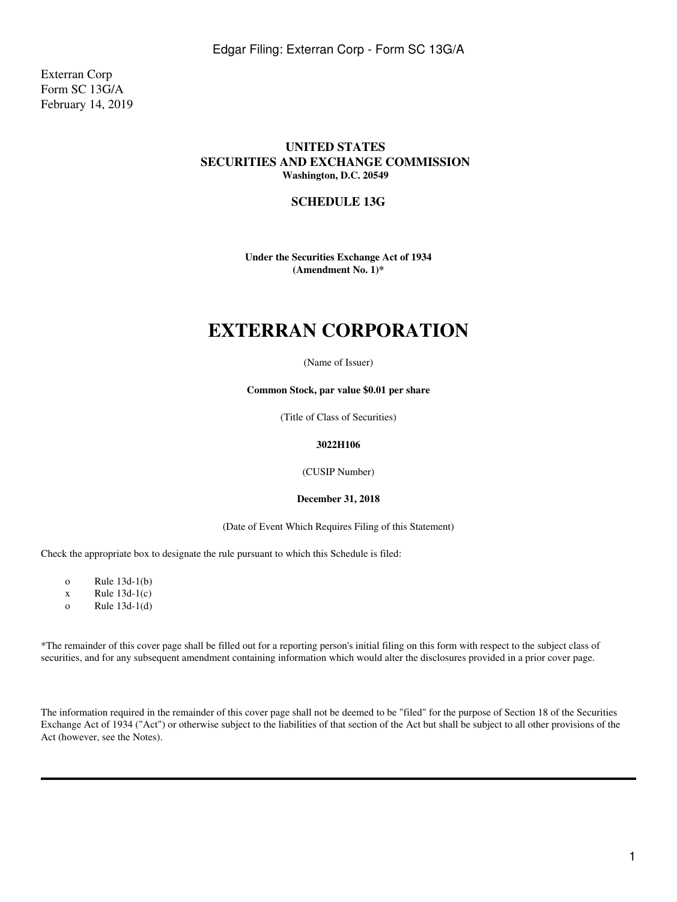Exterran Corp
Form SC 13G/A
February 14, 2019

## UNITED STATES
## SECURITIES AND EXCHANGE COMMISSION
**Washington, D.C. 20549**

### SCHEDULE 13G

**Under the Securities Exchange Act of 1934**
**(Amendment No. 1)***

# EXTERRAN CORPORATION

(Name of Issuer)

**Common Stock, par value $0.01 per share**

(Title of Class of Securities)

**3022H106**

(CUSIP Number)

**December 31, 2018**

(Date of Event Which Requires Filing of this Statement)

Check the appropriate box to designate the rule pursuant to which this Schedule is filed:

- o Rule 13d-1(b)
- x Rule 13d-1(c)
- o Rule 13d-1(d)

*The remainder of this cover page shall be filled out for a reporting person's initial filing on this form with respect to the subject class of securities, and for any subsequent amendment containing information which would alter the disclosures provided in a prior cover page.

The information required in the remainder of this cover page shall not be deemed to be "filed" for the purpose of Section 18 of the Securities Exchange Act of 1934 ("Act") or otherwise subject to the liabilities of that section of the Act but shall be subject to all other provisions of the Act (however, see the Notes).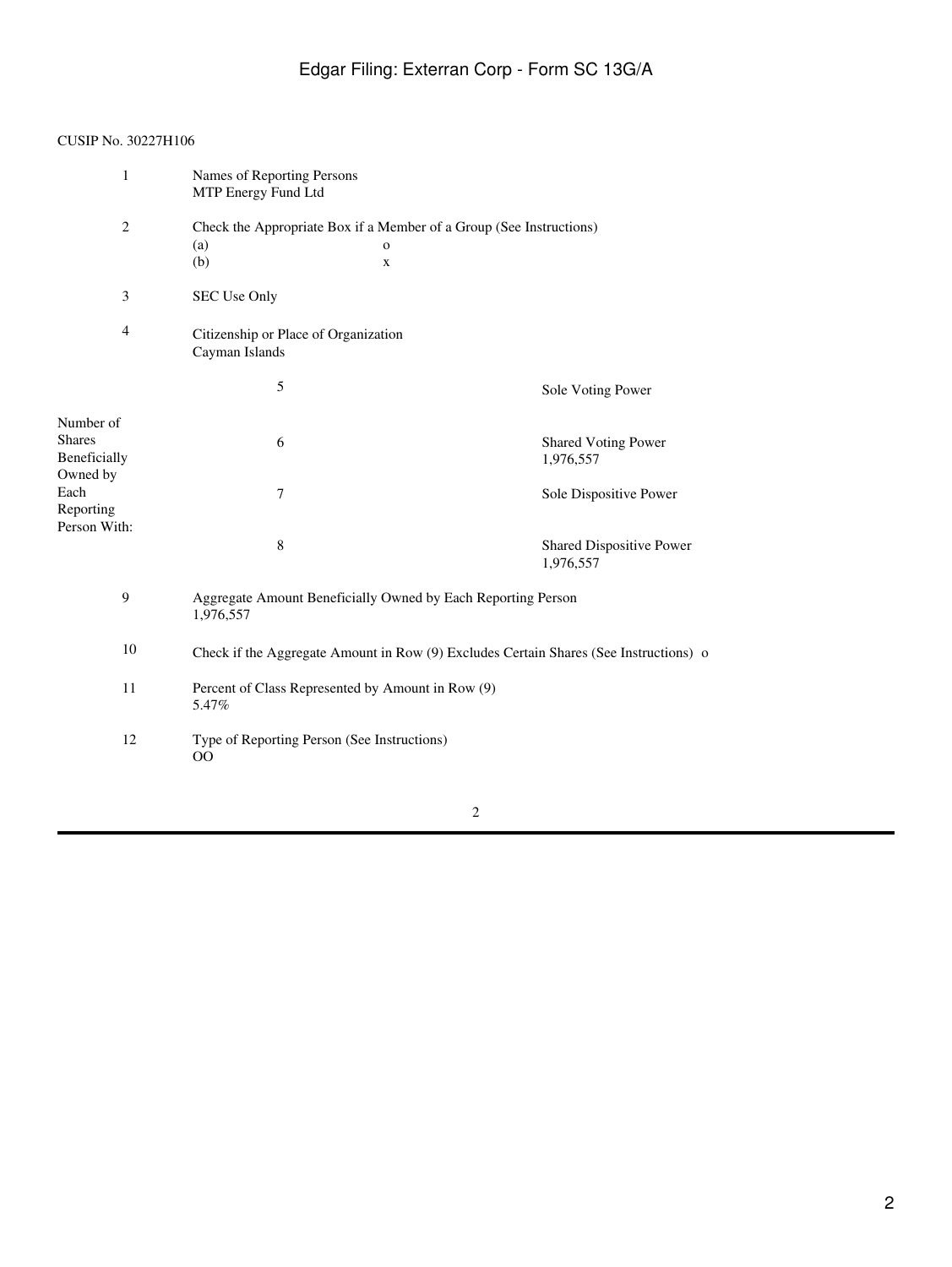CUSIP No. 30227H106

| | | | |
|---|---|---|---|
| 1 | Names of Reporting Persons<br>MTP Energy Fund Ltd | | |
| 2 | Check the Appropriate Box if a Member of a Group (See Instructions)<br>(a) o<br>(b) x | | |
| 3 | SEC Use Only | | |
| 4 | Citizenship or Place of Organization<br>Cayman Islands | | |
| Number of Shares Beneficially Owned by Each Reporting Person With: | 5 | Sole Voting Power | |
| | 6 | Shared Voting Power<br>1,976,557 | |
| | 7 | Sole Dispositive Power | |
| | 8 | Shared Dispositive Power<br>1,976,557 | |
| 9 | Aggregate Amount Beneficially Owned by Each Reporting Person<br>1,976,557 | | |
| 10 | Check if the Aggregate Amount in Row (9) Excludes Certain Shares (See Instructions) o | | |
| 11 | Percent of Class Represented by Amount in Row (9)<br>5.47% | | |
| 12 | Type of Reporting Person (See Instructions)<br>OO | | |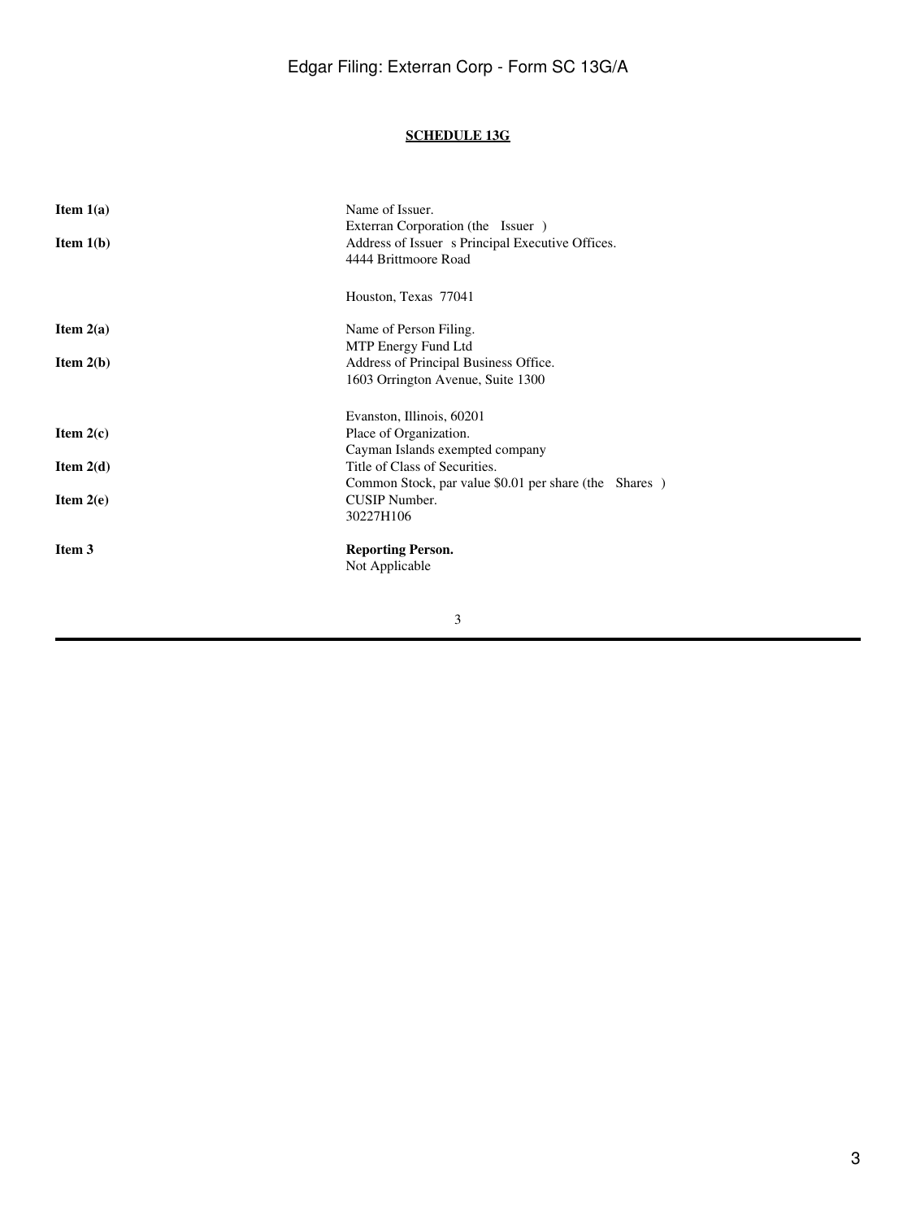**SCHEDULE 13G**

| | |
|---|---|
| **Item 1(a)** | Name of Issuer.<br>Exterran Corporation (the Issuer ) |
| **Item 1(b)** | Address of Issuer s Principal Executive Offices.<br>4444 Brittmoore Road<br><br>Houston, Texas 77041 |
| **Item 2(a)** | Name of Person Filing.<br>MTP Energy Fund Ltd |
| **Item 2(b)** | Address of Principal Business Office.<br>1603 Orrington Avenue, Suite 1300<br><br>Evanston, Illinois, 60201 |
| **Item 2(c)** | Place of Organization.<br>Cayman Islands exempted company |
| **Item 2(d)** | Title of Class of Securities.<br>Common Stock, par value $0.01 per share (the Shares ) |
| **Item 2(e)** | CUSIP Number.<br>30227H106 |
| **Item 3** | **Reporting Person.**<br>Not Applicable |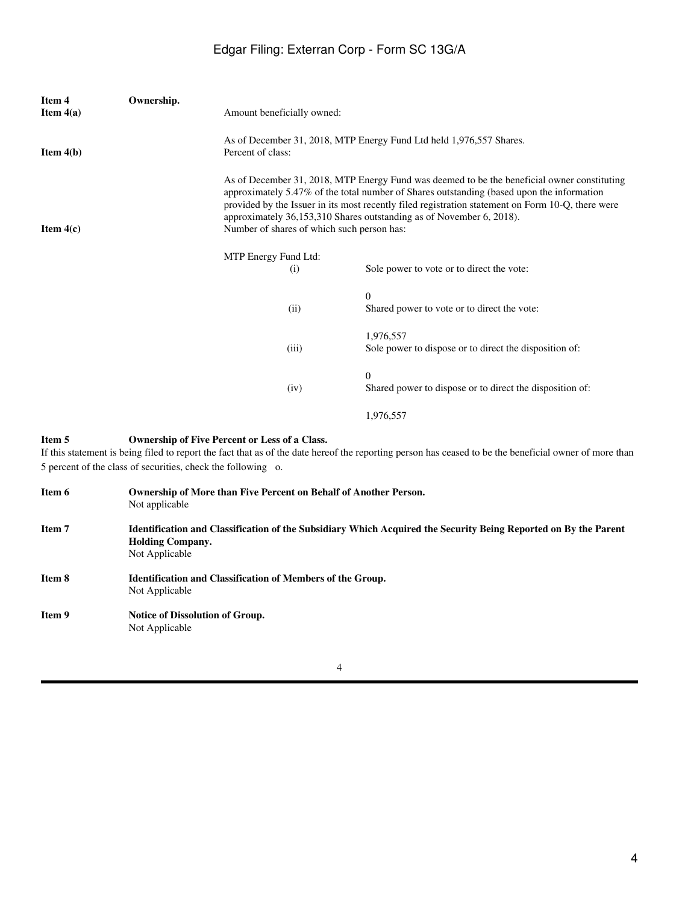**Item 4** **Ownership.**

**Item 4(a)** Amount beneficially owned:

As of December 31, 2018, MTP Energy Fund Ltd held 1,976,557 Shares.

**Item 4(b)** Percent of class:

As of December 31, 2018, MTP Energy Fund was deemed to be the beneficial owner constituting approximately 5.47% of the total number of Shares outstanding (based upon the information provided by the Issuer in its most recently filed registration statement on Form 10-Q, there were approximately 36,153,310 Shares outstanding as of November 6, 2018).

**Item 4(c)** Number of shares of which such person has:

MTP Energy Fund Ltd:

| | |
|---|---|
| (i) | Sole power to vote or to direct the vote: 0 |
| (ii) | Shared power to vote or to direct the vote: 1,976,557 |
| (iii) | Sole power to dispose or to direct the disposition of: 0 |
| (iv) | Shared power to dispose or to direct the disposition of: 1,976,557 |

**Item 5** **Ownership of Five Percent or Less of a Class.**

If this statement is being filed to report the fact that as of the date hereof the reporting person has ceased to be the beneficial owner of more than 5 percent of the class of securities, check the following o.

**Item 6** **Ownership of More than Five Percent on Behalf of Another Person.**

Not applicable

**Item 7** **Identification and Classification of the Subsidiary Which Acquired the Security Being Reported on By the Parent Holding Company.**

Not Applicable

**Item 8** **Identification and Classification of Members of the Group.**

Not Applicable

**Item 9** **Notice of Dissolution of Group.**

Not Applicable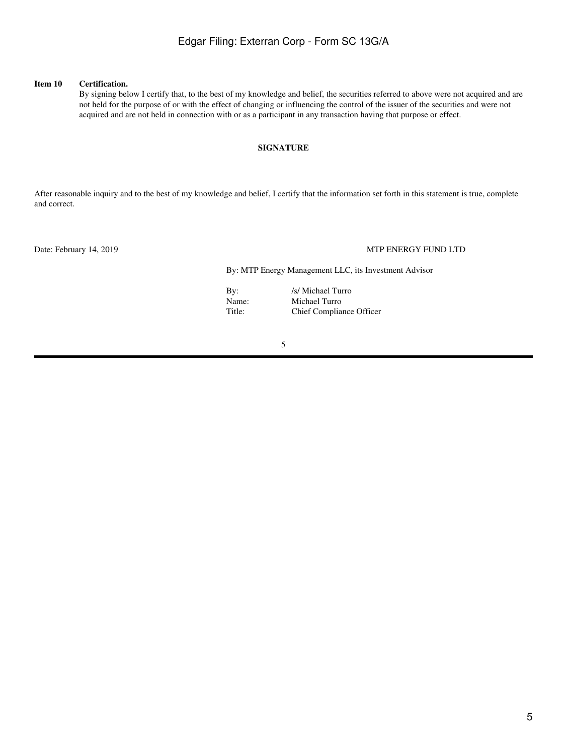**Item 10 Certification.**

By signing below I certify that, to the best of my knowledge and belief, the securities referred to above were not acquired and are not held for the purpose of or with the effect of changing or influencing the control of the issuer of the securities and were not acquired and are not held in connection with or as a participant in any transaction having that purpose or effect.

**SIGNATURE**

After reasonable inquiry and to the best of my knowledge and belief, I certify that the information set forth in this statement is true, complete and correct.

Date: February 14, 2019

MTP ENERGY FUND LTD

By: MTP Energy Management LLC, its Investment Advisor

| | |
|---|---|
| By: | /s/ Michael Turro |
| Name: | Michael Turro |
| Title: | Chief Compliance Officer |